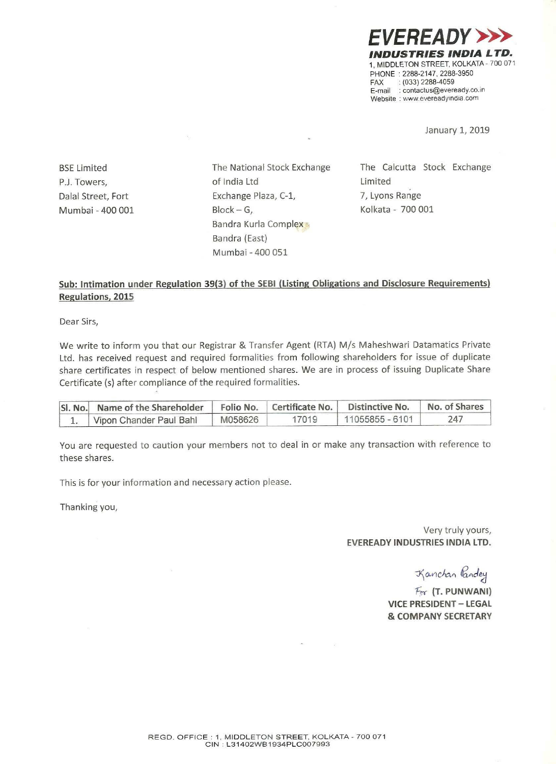**EVEREADY**
**INDUSTRIES INDIA LTD.**
1, MIDDLETON STREET, KOLKATA - 700 071
PHONE : 2288-2147, 2288-3950
FAX : (033) 2288-4059
E-mail : contactus@eveready.co.in
Website : www.evereadyindia.com

January 1, 2019

BSE Limited
P.J. Towers,
Dalal Street, Fort
Mumbai - 400 001

The National Stock Exchange of India Ltd
Exchange Plaza, C-1,
Block – G,
Bandra Kurla Complex
Bandra (East)
Mumbai - 400 051

The Calcutta Stock Exchange Limited
7, Lyons Range
Kolkata - 700 001

**Sub: Intimation under Regulation 39(3) of the SEBI (Listing Obligations and Disclosure Requirements) Regulations, 2015**

Dear Sirs,

We write to inform you that our Registrar & Transfer Agent (RTA) M/s Maheshwari Datamatics Private Ltd. has received request and required formalities from following shareholders for issue of duplicate share certificates in respect of below mentioned shares. We are in process of issuing Duplicate Share Certificate (s) after compliance of the required formalities.

| Sl. No. | Name of the Shareholder | Folio No. | Certificate No. | Distinctive No. | No. of Shares |
|---|---|---|---|---|---|
| 1. | Vipon Chander Paul Bahl | M058626 | 17019 | 11055855 - 6101 | 247 |

You are requested to caution your members not to deal in or make any transaction with reference to these shares.

This is for your information and necessary action please.

Thanking you,

Very truly yours,
**EVEREADY INDUSTRIES INDIA LTD.**

Kanchan Pandey

For **(T. PUNWANI)**
**VICE PRESIDENT – LEGAL & COMPANY SECRETARY**

REGD. OFFICE : 1, MIDDLETON STREET, KOLKATA - 700 071
CIN : L31402WB1934PLC007993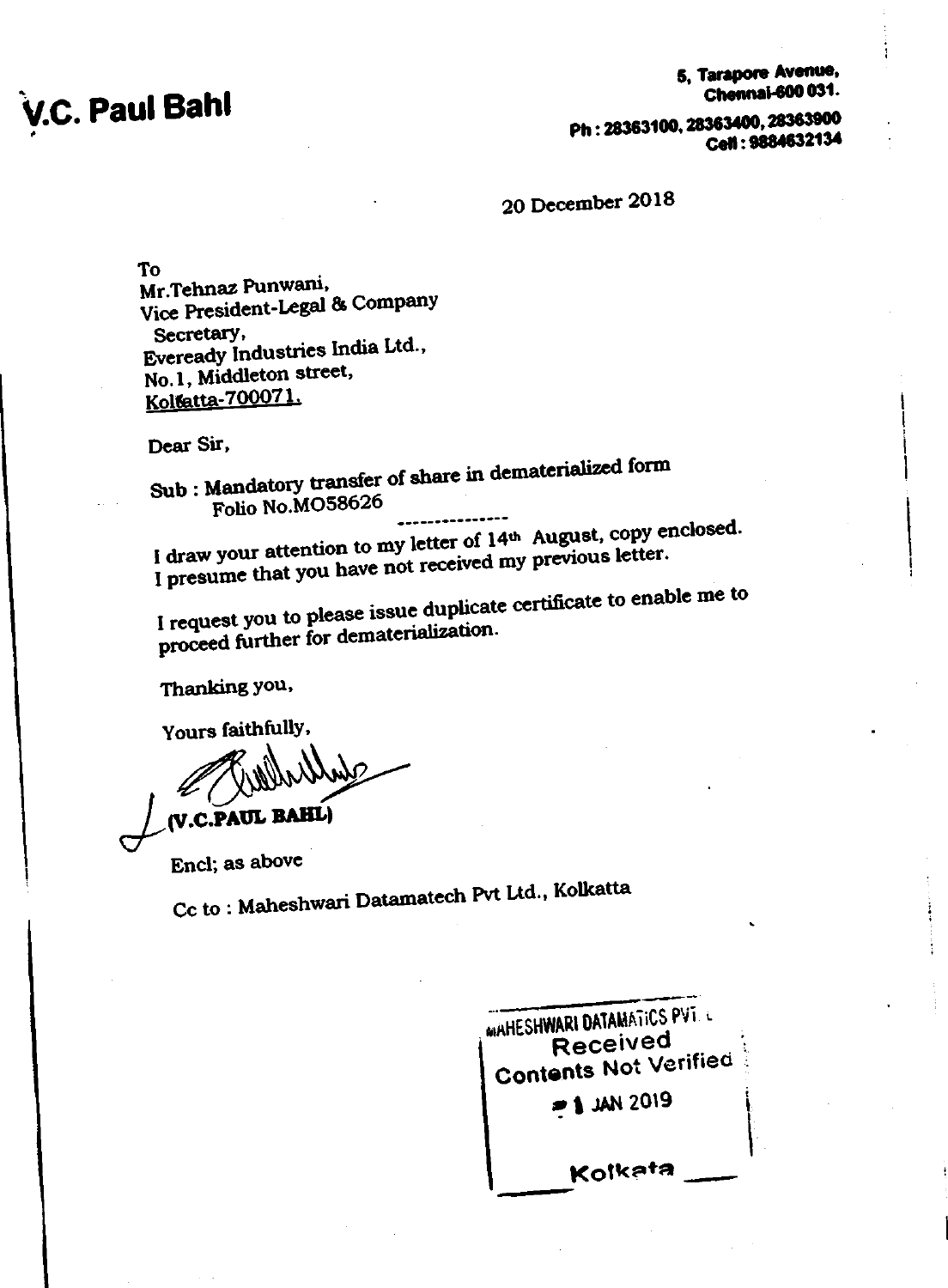# V.C. Paul Bahl

5, Tarapore Avenue,
Chennai-600 031.

Ph : 28363100, 28363400, 28363900
Cell : 9884632134

20 December 2018

To
Mr.Tehnaz Punwani,
Vice President-Legal & Company Secretary,
Eveready Industries India Ltd.,
No.1, Middleton street,
Kolkatta-700071.

Dear Sir,

Sub : Mandatory transfer of share in dematerialized form
Folio No.MO58626

I draw your attention to my letter of 14th August, copy enclosed.
I presume that you have not received my previous letter.

I request you to please issue duplicate certificate to enable me to proceed further for dematerialization.

Thanking you,

Yours faithfully,

(V.C.PAUL BAHL)

Encl; as above

Cc to : Maheshwari Datamatech Pvt Ltd., Kolkatta

MAHESHWARI DATAMATICS PVT. L
Received
Contents Not Verified
1 JAN 2019
Kolkata